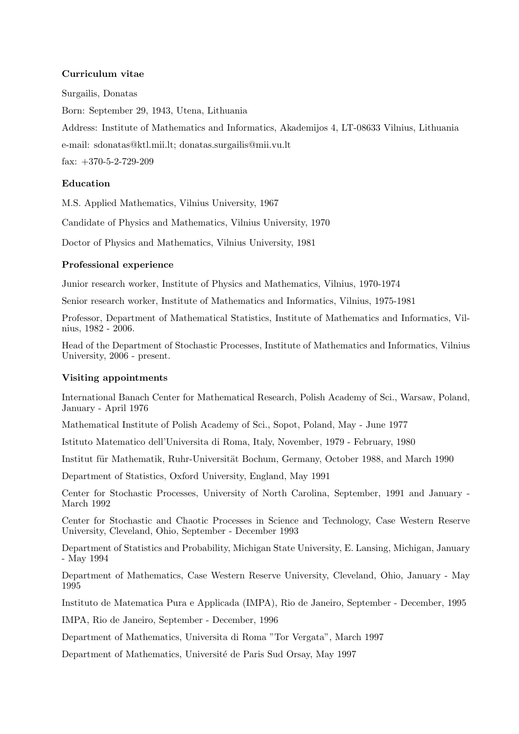**Curriculum vitae**

Surgailis, Donatas

Born: September 29, 1943, Utena, Lithuania

Address: Institute of Mathematics and Informatics, Akademijos 4, LT-08633 Vilnius, Lithuania

e-mail: sdonatas@ktl.mii.lt; donatas.surgailis@mii.vu.lt

fax: +370-5-2-729-209

**Education**

M.S. Applied Mathematics, Vilnius University, 1967

Candidate of Physics and Mathematics, Vilnius University, 1970

Doctor of Physics and Mathematics, Vilnius University, 1981

**Professional experience**

Junior research worker, Institute of Physics and Mathematics, Vilnius, 1970-1974

Senior research worker, Institute of Mathematics and Informatics, Vilnius, 1975-1981

Professor, Department of Mathematical Statistics, Institute of Mathematics and Informatics, Vilnius, 1982 - 2006.

Head of the Department of Stochastic Processes, Institute of Mathematics and Informatics, Vilnius University, 2006 - present.

**Visiting appointments**

International Banach Center for Mathematical Research, Polish Academy of Sci., Warsaw, Poland, January - April 1976

Mathematical Institute of Polish Academy of Sci., Sopot, Poland, May - June 1977

Istituto Matematico dell'Universita di Roma, Italy, November, 1979 - February, 1980

Institut für Mathematik, Ruhr-Universität Bochum, Germany, October 1988, and March 1990

Department of Statistics, Oxford University, England, May 1991

Center for Stochastic Processes, University of North Carolina, September, 1991 and January - March 1992

Center for Stochastic and Chaotic Processes in Science and Technology, Case Western Reserve University, Cleveland, Ohio, September - December 1993

Department of Statistics and Probability, Michigan State University, E. Lansing, Michigan, January - May 1994

Department of Mathematics, Case Western Reserve University, Cleveland, Ohio, January - May 1995

Instituto de Matematica Pura e Applicada (IMPA), Rio de Janeiro, September - December, 1995

IMPA, Rio de Janeiro, September - December, 1996

Department of Mathematics, Universita di Roma "Tor Vergata", March 1997

Department of Mathematics, Université de Paris Sud Orsay, May 1997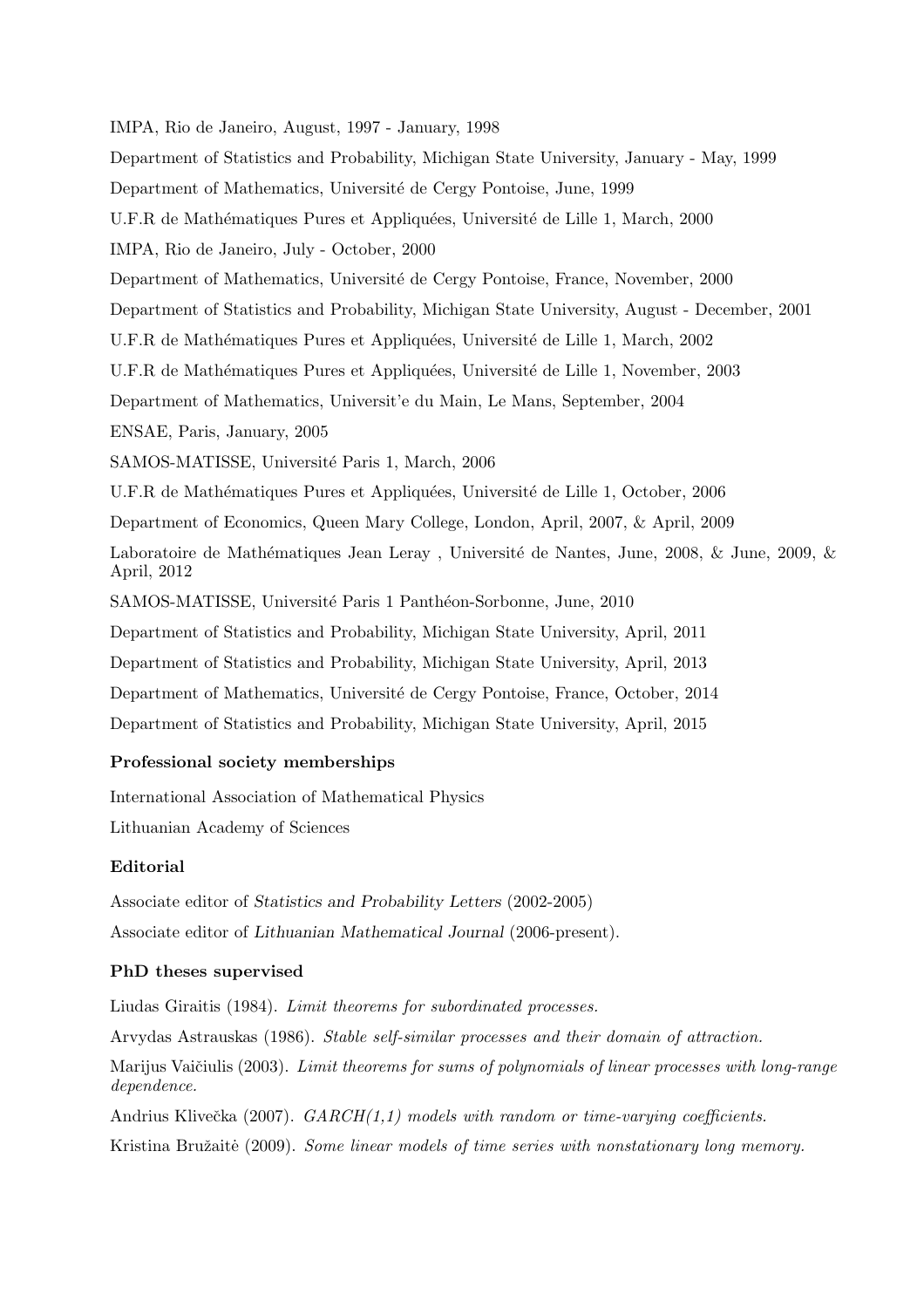IMPA, Rio de Janeiro, August, 1997 - January, 1998

Department of Statistics and Probability, Michigan State University, January - May, 1999

Department of Mathematics, Université de Cergy Pontoise, June, 1999

U.F.R de Mathématiques Pures et Appliquées, Université de Lille 1, March, 2000

IMPA, Rio de Janeiro, July - October, 2000

Department of Mathematics, Université de Cergy Pontoise, France, November, 2000

Department of Statistics and Probability, Michigan State University, August - December, 2001

U.F.R de Mathématiques Pures et Appliquées, Université de Lille 1, March, 2002

U.F.R de Mathématiques Pures et Appliquées, Université de Lille 1, November, 2003

Department of Mathematics, Universit'e du Main, Le Mans, September, 2004

ENSAE, Paris, January, 2005

SAMOS-MATISSE, Université Paris 1, March, 2006

U.F.R de Mathématiques Pures et Appliquées, Université de Lille 1, October, 2006

Department of Economics, Queen Mary College, London, April, 2007, & April, 2009

Laboratoire de Mathématiques Jean Leray , Université de Nantes, June, 2008, & June, 2009, & April, 2012

SAMOS-MATISSE, Université Paris 1 Panthéon-Sorbonne, June, 2010

Department of Statistics and Probability, Michigan State University, April, 2011

Department of Statistics and Probability, Michigan State University, April, 2013

Department of Mathematics, Université de Cergy Pontoise, France, October, 2014

Department of Statistics and Probability, Michigan State University, April, 2015

**Professional society memberships**

International Association of Mathematical Physics

Lithuanian Academy of Sciences

**Editorial**

Associate editor of *Statistics and Probability Letters* (2002-2005)

Associate editor of *Lithuanian Mathematical Journal* (2006-present).

**PhD theses supervised**

Liudas Giraitis (1984). *Limit theorems for subordinated processes.*

Arvydas Astrauskas (1986). *Stable self-similar processes and their domain of attraction.*

Marijus Vaičiulis (2003). *Limit theorems for sums of polynomials of linear processes with long-range dependence.*

Andrius Klivečka (2007). *GARCH(1,1) models with random or time-varying coefficients.*

Kristina Bružaitė (2009). *Some linear models of time series with nonstationary long memory.*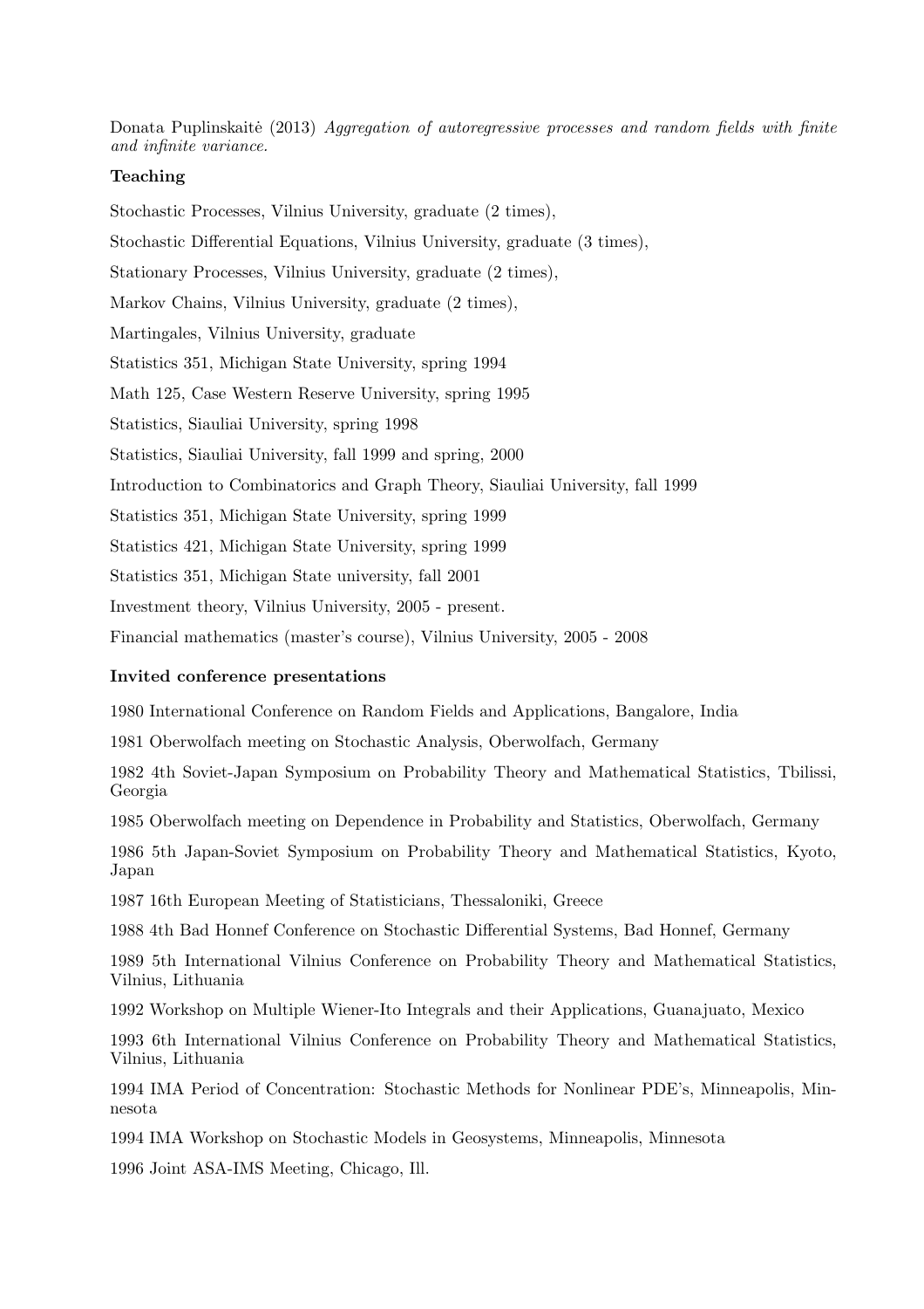Donata Puplinskaitė (2013) *Aggregation of autoregressive processes and random fields with finite and infinite variance.*

**Teaching**

Stochastic Processes, Vilnius University, graduate (2 times),

Stochastic Differential Equations, Vilnius University, graduate (3 times),

Stationary Processes, Vilnius University, graduate (2 times),

Markov Chains, Vilnius University, graduate (2 times),

Martingales, Vilnius University, graduate

Statistics 351, Michigan State University, spring 1994

Math 125, Case Western Reserve University, spring 1995

Statistics, Siauliai University, spring 1998

Statistics, Siauliai University, fall 1999 and spring, 2000

Introduction to Combinatorics and Graph Theory, Siauliai University, fall 1999

Statistics 351, Michigan State University, spring 1999

Statistics 421, Michigan State University, spring 1999

Statistics 351, Michigan State university, fall 2001

Investment theory, Vilnius University, 2005 - present.

Financial mathematics (master's course), Vilnius University, 2005 - 2008

**Invited conference presentations**

1980 International Conference on Random Fields and Applications, Bangalore, India

1981 Oberwolfach meeting on Stochastic Analysis, Oberwolfach, Germany

1982 4th Soviet-Japan Symposium on Probability Theory and Mathematical Statistics, Tbilissi, Georgia

1985 Oberwolfach meeting on Dependence in Probability and Statistics, Oberwolfach, Germany

1986 5th Japan-Soviet Symposium on Probability Theory and Mathematical Statistics, Kyoto, Japan

1987 16th European Meeting of Statisticians, Thessaloniki, Greece

1988 4th Bad Honnef Conference on Stochastic Differential Systems, Bad Honnef, Germany

1989 5th International Vilnius Conference on Probability Theory and Mathematical Statistics, Vilnius, Lithuania

1992 Workshop on Multiple Wiener-Ito Integrals and their Applications, Guanajuato, Mexico

1993 6th International Vilnius Conference on Probability Theory and Mathematical Statistics, Vilnius, Lithuania

1994 IMA Period of Concentration: Stochastic Methods for Nonlinear PDE's, Minneapolis, Minnesota

1994 IMA Workshop on Stochastic Models in Geosystems, Minneapolis, Minnesota

1996 Joint ASA-IMS Meeting, Chicago, Ill.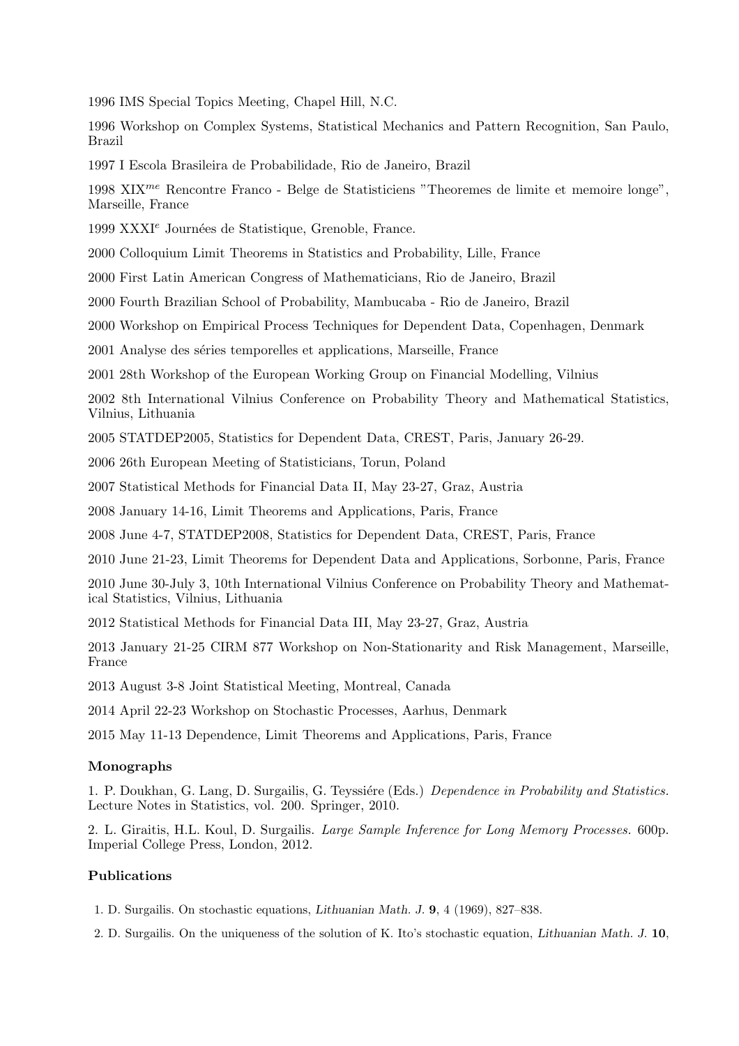1996 IMS Special Topics Meeting, Chapel Hill, N.C.

1996 Workshop on Complex Systems, Statistical Mechanics and Pattern Recognition, San Paulo, Brazil

1997 I Escola Brasileira de Probabilidade, Rio de Janeiro, Brazil

1998 XIX$^{me}$ Rencontre Franco - Belge de Statisticiens "Theoremes de limite et memoire longe", Marseille, France

1999 XXXI$^{e}$ Journées de Statistique, Grenoble, France.

2000 Colloquium Limit Theorems in Statistics and Probability, Lille, France

2000 First Latin American Congress of Mathematicians, Rio de Janeiro, Brazil

2000 Fourth Brazilian School of Probability, Mambucaba - Rio de Janeiro, Brazil

2000 Workshop on Empirical Process Techniques for Dependent Data, Copenhagen, Denmark

2001 Analyse des séries temporelles et applications, Marseille, France

2001 28th Workshop of the European Working Group on Financial Modelling, Vilnius

2002 8th International Vilnius Conference on Probability Theory and Mathematical Statistics, Vilnius, Lithuania

2005 STATDEP2005, Statistics for Dependent Data, CREST, Paris, January 26-29.

2006 26th European Meeting of Statisticians, Torun, Poland

2007 Statistical Methods for Financial Data II, May 23-27, Graz, Austria

2008 January 14-16, Limit Theorems and Applications, Paris, France

2008 June 4-7, STATDEP2008, Statistics for Dependent Data, CREST, Paris, France

2010 June 21-23, Limit Theorems for Dependent Data and Applications, Sorbonne, Paris, France

2010 June 30-July 3, 10th International Vilnius Conference on Probability Theory and Mathematical Statistics, Vilnius, Lithuania

2012 Statistical Methods for Financial Data III, May 23-27, Graz, Austria

2013 January 21-25 CIRM 877 Workshop on Non-Stationarity and Risk Management, Marseille, France

2013 August 3-8 Joint Statistical Meeting, Montreal, Canada

2014 April 22-23 Workshop on Stochastic Processes, Aarhus, Denmark

2015 May 11-13 Dependence, Limit Theorems and Applications, Paris, France

### Monographs

1. P. Doukhan, G. Lang, D. Surgailis, G. Teyssiére (Eds.) *Dependence in Probability and Statistics.* Lecture Notes in Statistics, vol. 200. Springer, 2010.

2. L. Giraitis, H.L. Koul, D. Surgailis. *Large Sample Inference for Long Memory Processes.* 600p. Imperial College Press, London, 2012.

### Publications

1. D. Surgailis. On stochastic equations, *Lithuanian Math. J.* **9**, 4 (1969), 827–838.

2. D. Surgailis. On the uniqueness of the solution of K. Ito's stochastic equation, *Lithuanian Math. J.* **10**,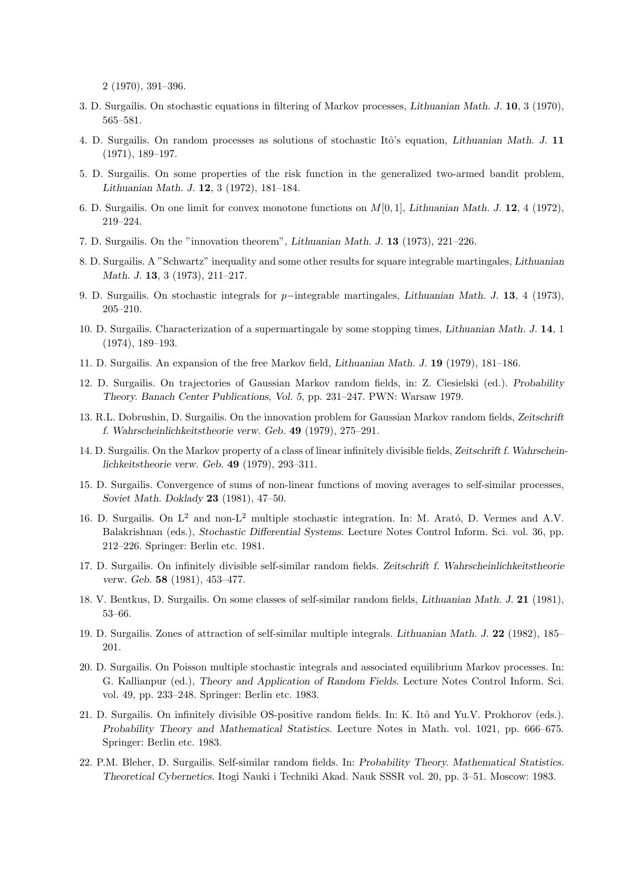2 (1970), 391–396.

3. D. Surgailis. On stochastic equations in filtering of Markov processes, *Lithuanian Math. J.* **10**, 3 (1970), 565–581.

4. D. Surgailis. On random processes as solutions of stochastic Itô's equation, *Lithuanian Math. J.* **11** (1971), 189–197.

5. D. Surgailis. On some properties of the risk function in the generalized two-armed bandit problem, *Lithuanian Math. J.* **12**, 3 (1972), 181–184.

6. D. Surgailis. On one limit for convex monotone functions on $M[0,1]$, *Lithuanian Math. J.* **12**, 4 (1972), 219–224.

7. D. Surgailis. On the "innovation theorem", *Lithuanian Math. J.* **13** (1973), 221–226.

8. D. Surgailis. A "Schwartz" inequality and some other results for square integrable martingales, *Lithuanian Math. J.* **13**, 3 (1973), 211–217.

9. D. Surgailis. On stochastic integrals for $p-$integrable martingales, *Lithuanian Math. J.* **13**, 4 (1973), 205–210.

10. D. Surgailis. Characterization of a supermartingale by some stopping times, *Lithuanian Math. J.* **14**, 1 (1974), 189–193.

11. D. Surgailis. An expansion of the free Markov field, *Lithuanian Math. J.* **19** (1979), 181–186.

12. D. Surgailis. On trajectories of Gaussian Markov random fields, in: Z. Ciesielski (ed.). *Probability Theory. Banach Center Publications, Vol. 5*, pp. 231–247. PWN: Warsaw 1979.

13. R.L. Dobrushin, D. Surgailis. On the innovation problem for Gaussian Markov random fields, *Zeitschrift f. Wahrscheinlichkeitstheorie verw. Geb.* **49** (1979), 275–291.

14. D. Surgailis. On the Markov property of a class of linear infinitely divisible fields, *Zeitschrift f. Wahrscheinlichkeitstheorie verw. Geb.* **49** (1979), 293–311.

15. D. Surgailis. Convergence of sums of non-linear functions of moving averages to self-similar processes, *Soviet Math. Doklady* **23** (1981), 47–50.

16. D. Surgailis. On $\mathrm{L}^2$ and non-$\mathrm{L}^2$ multiple stochastic integration. In: M. Arató, D. Vermes and A.V. Balakrishnan (eds.), *Stochastic Differential Systems*. Lecture Notes Control Inform. Sci. vol. 36, pp. 212–226. Springer: Berlin etc. 1981.

17. D. Surgailis. On infinitely divisible self-similar random fields. *Zeitschrift f. Wahrscheinlichkeitstheorie verw. Geb.* **58** (1981), 453–477.

18. V. Bentkus, D. Surgailis. On some classes of self-similar random fields, *Lithuanian Math. J.* **21** (1981), 53–66.

19. D. Surgailis. Zones of attraction of self-similar multiple integrals. *Lithuanian Math. J.* **22** (1982), 185–201.

20. D. Surgailis. On Poisson multiple stochastic integrals and associated equilibrium Markov processes. In: G. Kallianpur (ed.), *Theory and Application of Random Fields.* Lecture Notes Control Inform. Sci. vol. 49, pp. 233–248. Springer: Berlin etc. 1983.

21. D. Surgailis. On infinitely divisible OS-positive random fields. In: K. Itô and Yu.V. Prokhorov (eds.). *Probability Theory and Mathematical Statistics*. Lecture Notes in Math. vol. 1021, pp. 666–675. Springer: Berlin etc. 1983.

22. P.M. Bleher, D. Surgailis. Self-similar random fields. In: *Probability Theory. Mathematical Statistics. Theoretical Cybernetics*. Itogi Nauki i Techniki Akad. Nauk SSSR vol. 20, pp. 3–51. Moscow: 1983.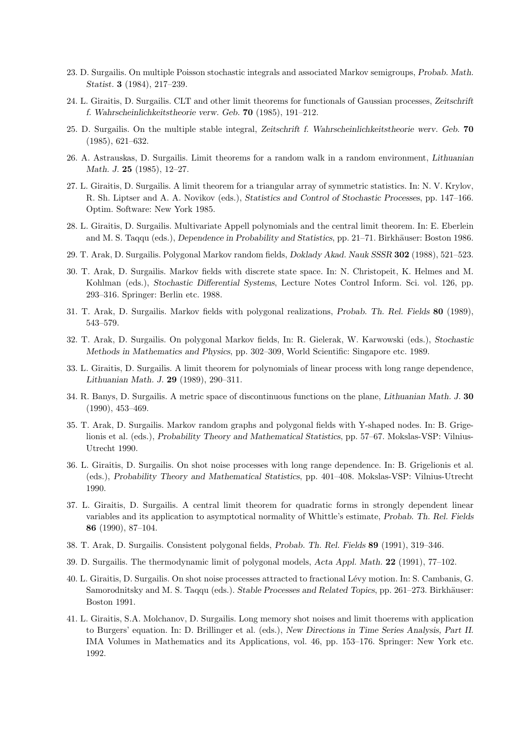23. D. Surgailis. On multiple Poisson stochastic integrals and associated Markov semigroups, *Probab. Math. Statist.* **3** (1984), 217–239.

24. L. Giraitis, D. Surgailis. CLT and other limit theorems for functionals of Gaussian processes, *Zeitschrift f. Wahrscheinlichkeitstheorie verw. Geb.* **70** (1985), 191–212.

25. D. Surgailis. On the multiple stable integral, *Zeitschrift f. Wahrscheinlichkeitstheorie werv. Geb.* **70** (1985), 621–632.

26. A. Astrauskas, D. Surgailis. Limit theorems for a random walk in a random environment, *Lithuanian Math. J.* **25** (1985), 12–27.

27. L. Giraitis, D. Surgailis. A limit theorem for a triangular array of symmetric statistics. In: N. V. Krylov, R. Sh. Liptser and A. A. Novikov (eds.), *Statistics and Control of Stochastic Processes*, pp. 147–166. Optim. Software: New York 1985.

28. L. Giraitis, D. Surgailis. Multivariate Appell polynomials and the central limit theorem. In: E. Eberlein and M. S. Taqqu (eds.), *Dependence in Probability and Statistics*, pp. 21–71. Birkhäuser: Boston 1986.

29. T. Arak, D. Surgailis. Polygonal Markov random fields, *Doklady Akad. Nauk SSSR* **302** (1988), 521–523.

30. T. Arak, D. Surgailis. Markov fields with discrete state space. In: N. Christopeit, K. Helmes and M. Kohlman (eds.), *Stochastic Differential Systems*, Lecture Notes Control Inform. Sci. vol. 126, pp. 293–316. Springer: Berlin etc. 1988.

31. T. Arak, D. Surgailis. Markov fields with polygonal realizations, *Probab. Th. Rel. Fields* **80** (1989), 543–579.

32. T. Arak, D. Surgailis. On polygonal Markov fields, In: R. Gielerak, W. Karwowski (eds.), *Stochastic Methods in Mathematics and Physics*, pp. 302–309, World Scientific: Singapore etc. 1989.

33. L. Giraitis, D. Surgailis. A limit theorem for polynomials of linear process with long range dependence, *Lithuanian Math. J.* **29** (1989), 290–311.

34. R. Banys, D. Surgailis. A metric space of discontinuous functions on the plane, *Lithuanian Math. J.* **30** (1990), 453–469.

35. T. Arak, D. Surgailis. Markov random graphs and polygonal fields with Y-shaped nodes. In: B. Grigelionis et al. (eds.), *Probability Theory and Mathematical Statistics*, pp. 57–67. Mokslas-VSP: Vilnius-Utrecht 1990.

36. L. Giraitis, D. Surgailis. On shot noise processes with long range dependence. In: B. Grigelionis et al. (eds.), *Probability Theory and Mathematical Statistics*, pp. 401–408. Mokslas-VSP: Vilnius-Utrecht 1990.

37. L. Giraitis, D. Surgailis. A central limit theorem for quadratic forms in strongly dependent linear variables and its application to asymptotical normality of Whittle's estimate, *Probab. Th. Rel. Fields* **86** (1990), 87–104.

38. T. Arak, D. Surgailis. Consistent polygonal fields, *Probab. Th. Rel. Fields* **89** (1991), 319–346.

39. D. Surgailis. The thermodynamic limit of polygonal models, *Acta Appl. Math.* **22** (1991), 77–102.

40. L. Giraitis, D. Surgailis. On shot noise processes attracted to fractional Lévy motion. In: S. Cambanis, G. Samorodnitsky and M. S. Taqqu (eds.). *Stable Processes and Related Topics*, pp. 261–273. Birkhäuser: Boston 1991.

41. L. Giraitis, S.A. Molchanov, D. Surgailis. Long memory shot noises and limit thoerems with application to Burgers' equation. In: D. Brillinger et al. (eds.), *New Directions in Time Series Analysis, Part II.* IMA Volumes in Mathematics and its Applications, vol. 46, pp. 153–176. Springer: New York etc. 1992.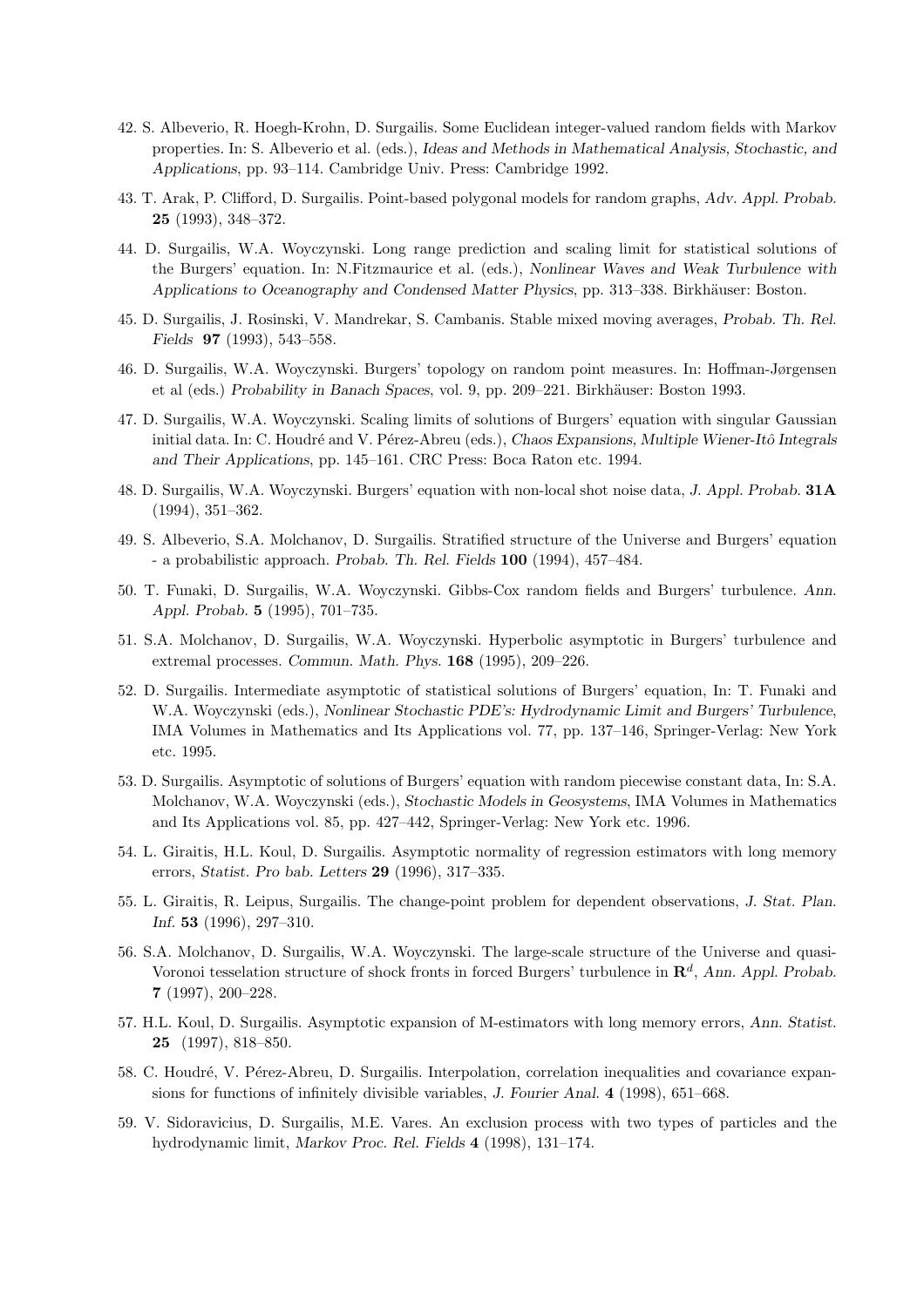42. S. Albeverio, R. Hoegh-Krohn, D. Surgailis. Some Euclidean integer-valued random fields with Markov properties. In: S. Albeverio et al. (eds.), *Ideas and Methods in Mathematical Analysis, Stochastic, and Applications*, pp. 93–114. Cambridge Univ. Press: Cambridge 1992.

43. T. Arak, P. Clifford, D. Surgailis. Point-based polygonal models for random graphs, *Adv. Appl. Probab.* **25** (1993), 348–372.

44. D. Surgailis, W.A. Woyczynski. Long range prediction and scaling limit for statistical solutions of the Burgers' equation. In: N.Fitzmaurice et al. (eds.), *Nonlinear Waves and Weak Turbulence with Applications to Oceanography and Condensed Matter Physics*, pp. 313–338. Birkhäuser: Boston.

45. D. Surgailis, J. Rosinski, V. Mandrekar, S. Cambanis. Stable mixed moving averages, *Probab. Th. Rel. Fields* **97** (1993), 543–558.

46. D. Surgailis, W.A. Woyczynski. Burgers' topology on random point measures. In: Hoffman-Jørgensen et al (eds.) *Probability in Banach Spaces*, vol. 9, pp. 209–221. Birkhäuser: Boston 1993.

47. D. Surgailis, W.A. Woyczynski. Scaling limits of solutions of Burgers' equation with singular Gaussian initial data. In: C. Houdré and V. Pérez-Abreu (eds.), *Chaos Expansions, Multiple Wiener-Itô Integrals and Their Applications*, pp. 145–161. CRC Press: Boca Raton etc. 1994.

48. D. Surgailis, W.A. Woyczynski. Burgers' equation with non-local shot noise data, *J. Appl. Probab.* **31A** (1994), 351–362.

49. S. Albeverio, S.A. Molchanov, D. Surgailis. Stratified structure of the Universe and Burgers' equation - a probabilistic approach. *Probab. Th. Rel. Fields* **100** (1994), 457–484.

50. T. Funaki, D. Surgailis, W.A. Woyczynski. Gibbs-Cox random fields and Burgers' turbulence. *Ann. Appl. Probab.* **5** (1995), 701–735.

51. S.A. Molchanov, D. Surgailis, W.A. Woyczynski. Hyperbolic asymptotic in Burgers' turbulence and extremal processes. *Commun. Math. Phys.* **168** (1995), 209–226.

52. D. Surgailis. Intermediate asymptotic of statistical solutions of Burgers' equation, In: T. Funaki and W.A. Woyczynski (eds.), *Nonlinear Stochastic PDE's: Hydrodynamic Limit and Burgers' Turbulence*, IMA Volumes in Mathematics and Its Applications vol. 77, pp. 137–146, Springer-Verlag: New York etc. 1995.

53. D. Surgailis. Asymptotic of solutions of Burgers' equation with random piecewise constant data, In: S.A. Molchanov, W.A. Woyczynski (eds.), *Stochastic Models in Geosystems*, IMA Volumes in Mathematics and Its Applications vol. 85, pp. 427–442, Springer-Verlag: New York etc. 1996.

54. L. Giraitis, H.L. Koul, D. Surgailis. Asymptotic normality of regression estimators with long memory errors, *Statist. Pro bab. Letters* **29** (1996), 317–335.

55. L. Giraitis, R. Leipus, Surgailis. The change-point problem for dependent observations, *J. Stat. Plan. Inf.* **53** (1996), 297–310.

56. S.A. Molchanov, D. Surgailis, W.A. Woyczynski. The large-scale structure of the Universe and quasi-Voronoi tesselation structure of shock fronts in forced Burgers' turbulence in $\mathbf{R}^d$, *Ann. Appl. Probab.* **7** (1997), 200–228.

57. H.L. Koul, D. Surgailis. Asymptotic expansion of M-estimators with long memory errors, *Ann. Statist.* **25** (1997), 818–850.

58. C. Houdré, V. Pérez-Abreu, D. Surgailis. Interpolation, correlation inequalities and covariance expansions for functions of infinitely divisible variables, *J. Fourier Anal.* **4** (1998), 651–668.

59. V. Sidoravicius, D. Surgailis, M.E. Vares. An exclusion process with two types of particles and the hydrodynamic limit, *Markov Proc. Rel. Fields* **4** (1998), 131–174.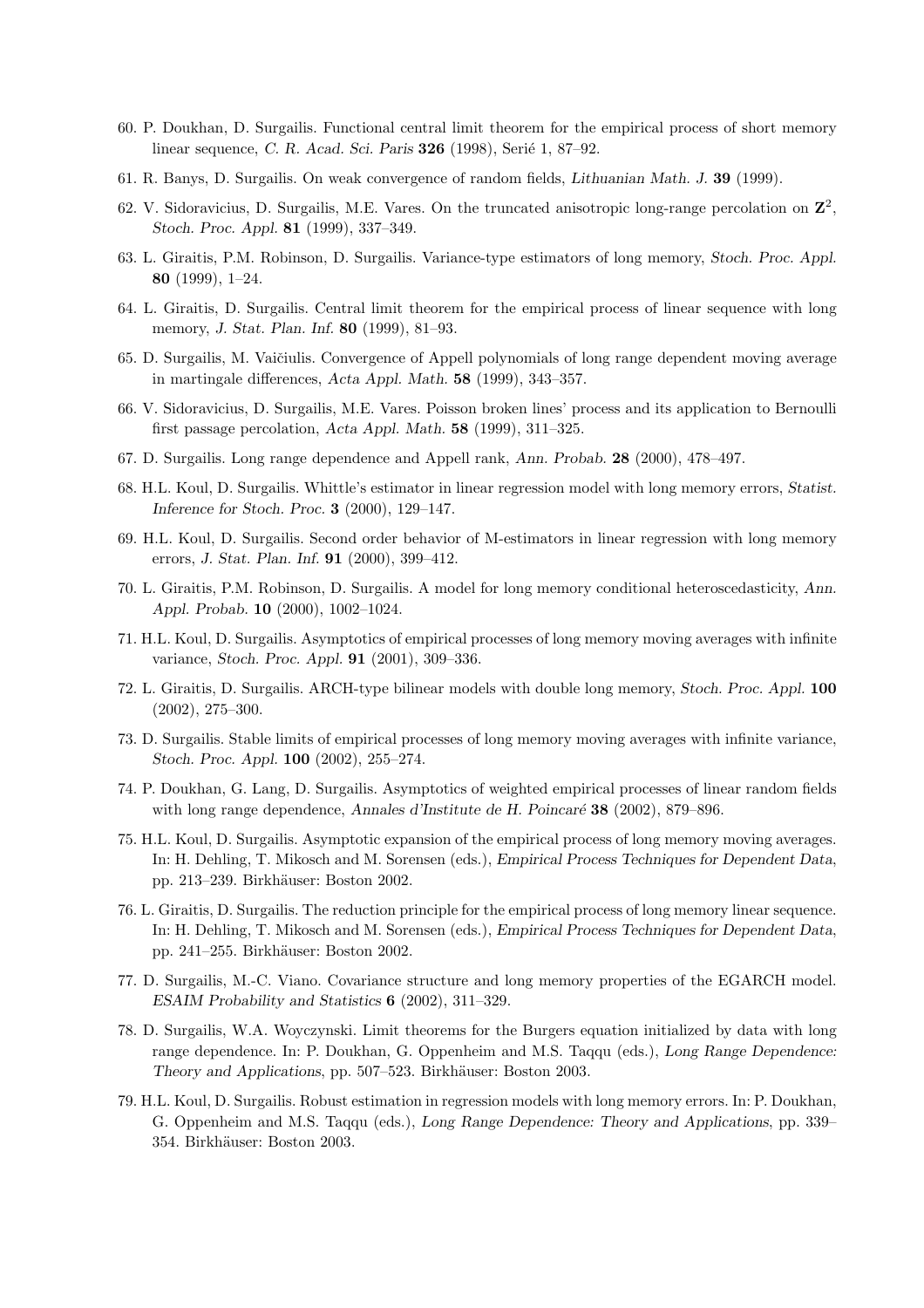60. P. Doukhan, D. Surgailis. Functional central limit theorem for the empirical process of short memory linear sequence, *C. R. Acad. Sci. Paris* **326** (1998), Serié 1, 87–92.

61. R. Banys, D. Surgailis. On weak convergence of random fields, *Lithuanian Math. J.* **39** (1999).

62. V. Sidoravicius, D. Surgailis, M.E. Vares. On the truncated anisotropic long-range percolation on $\mathbf{Z}^2$, *Stoch. Proc. Appl.* **81** (1999), 337–349.

63. L. Giraitis, P.M. Robinson, D. Surgailis. Variance-type estimators of long memory, *Stoch. Proc. Appl.* **80** (1999), 1–24.

64. L. Giraitis, D. Surgailis. Central limit theorem for the empirical process of linear sequence with long memory, *J. Stat. Plan. Inf.* **80** (1999), 81–93.

65. D. Surgailis, M. Vaičiulis. Convergence of Appell polynomials of long range dependent moving average in martingale differences, *Acta Appl. Math.* **58** (1999), 343–357.

66. V. Sidoravicius, D. Surgailis, M.E. Vares. Poisson broken lines' process and its application to Bernoulli first passage percolation, *Acta Appl. Math.* **58** (1999), 311–325.

67. D. Surgailis. Long range dependence and Appell rank, *Ann. Probab.* **28** (2000), 478–497.

68. H.L. Koul, D. Surgailis. Whittle's estimator in linear regression model with long memory errors, *Statist. Inference for Stoch. Proc.* **3** (2000), 129–147.

69. H.L. Koul, D. Surgailis. Second order behavior of M-estimators in linear regression with long memory errors, *J. Stat. Plan. Inf.* **91** (2000), 399–412.

70. L. Giraitis, P.M. Robinson, D. Surgailis. A model for long memory conditional heteroscedasticity, *Ann. Appl. Probab.* **10** (2000), 1002–1024.

71. H.L. Koul, D. Surgailis. Asymptotics of empirical processes of long memory moving averages with infinite variance, *Stoch. Proc. Appl.* **91** (2001), 309–336.

72. L. Giraitis, D. Surgailis. ARCH-type bilinear models with double long memory, *Stoch. Proc. Appl.* **100** (2002), 275–300.

73. D. Surgailis. Stable limits of empirical processes of long memory moving averages with infinite variance, *Stoch. Proc. Appl.* **100** (2002), 255–274.

74. P. Doukhan, G. Lang, D. Surgailis. Asymptotics of weighted empirical processes of linear random fields with long range dependence, *Annales d'Institute de H. Poincaré* **38** (2002), 879–896.

75. H.L. Koul, D. Surgailis. Asymptotic expansion of the empirical process of long memory moving averages. In: H. Dehling, T. Mikosch and M. Sorensen (eds.), *Empirical Process Techniques for Dependent Data*, pp. 213–239. Birkhäuser: Boston 2002.

76. L. Giraitis, D. Surgailis. The reduction principle for the empirical process of long memory linear sequence. In: H. Dehling, T. Mikosch and M. Sorensen (eds.), *Empirical Process Techniques for Dependent Data*, pp. 241–255. Birkhäuser: Boston 2002.

77. D. Surgailis, M.-C. Viano. Covariance structure and long memory properties of the EGARCH model. *ESAIM Probability and Statistics* **6** (2002), 311–329.

78. D. Surgailis, W.A. Woyczynski. Limit theorems for the Burgers equation initialized by data with long range dependence. In: P. Doukhan, G. Oppenheim and M.S. Taqqu (eds.), *Long Range Dependence: Theory and Applications*, pp. 507–523. Birkhäuser: Boston 2003.

79. H.L. Koul, D. Surgailis. Robust estimation in regression models with long memory errors. In: P. Doukhan, G. Oppenheim and M.S. Taqqu (eds.), *Long Range Dependence: Theory and Applications*, pp. 339–354. Birkhäuser: Boston 2003.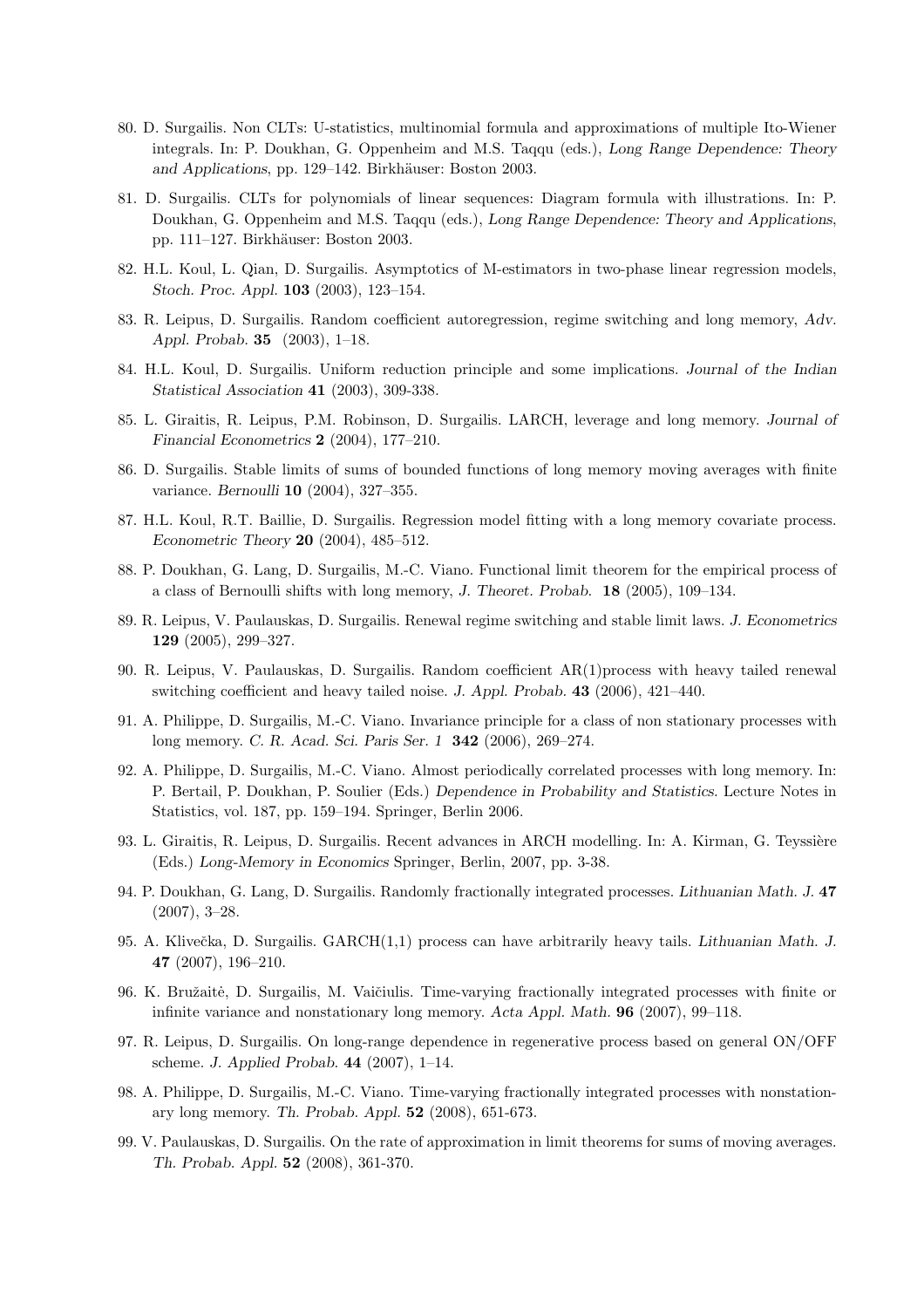80. D. Surgailis. Non CLTs: U-statistics, multinomial formula and approximations of multiple Ito-Wiener integrals. In: P. Doukhan, G. Oppenheim and M.S. Taqqu (eds.), *Long Range Dependence: Theory and Applications*, pp. 129–142. Birkhäuser: Boston 2003.

81. D. Surgailis. CLTs for polynomials of linear sequences: Diagram formula with illustrations. In: P. Doukhan, G. Oppenheim and M.S. Taqqu (eds.), *Long Range Dependence: Theory and Applications*, pp. 111–127. Birkhäuser: Boston 2003.

82. H.L. Koul, L. Qian, D. Surgailis. Asymptotics of M-estimators in two-phase linear regression models, *Stoch. Proc. Appl.* **103** (2003), 123–154.

83. R. Leipus, D. Surgailis. Random coefficient autoregression, regime switching and long memory, *Adv. Appl. Probab.* **35** (2003), 1–18.

84. H.L. Koul, D. Surgailis. Uniform reduction principle and some implications. *Journal of the Indian Statistical Association* **41** (2003), 309-338.

85. L. Giraitis, R. Leipus, P.M. Robinson, D. Surgailis. LARCH, leverage and long memory. *Journal of Financial Econometrics* **2** (2004), 177–210.

86. D. Surgailis. Stable limits of sums of bounded functions of long memory moving averages with finite variance. *Bernoulli* **10** (2004), 327–355.

87. H.L. Koul, R.T. Baillie, D. Surgailis. Regression model fitting with a long memory covariate process. *Econometric Theory* **20** (2004), 485–512.

88. P. Doukhan, G. Lang, D. Surgailis, M.-C. Viano. Functional limit theorem for the empirical process of a class of Bernoulli shifts with long memory, *J. Theoret. Probab.* **18** (2005), 109–134.

89. R. Leipus, V. Paulauskas, D. Surgailis. Renewal regime switching and stable limit laws. *J. Econometrics* **129** (2005), 299–327.

90. R. Leipus, V. Paulauskas, D. Surgailis. Random coefficient AR(1)process with heavy tailed renewal switching coefficient and heavy tailed noise. *J. Appl. Probab.* **43** (2006), 421–440.

91. A. Philippe, D. Surgailis, M.-C. Viano. Invariance principle for a class of non stationary processes with long memory. *C. R. Acad. Sci. Paris Ser. 1* **342** (2006), 269–274.

92. A. Philippe, D. Surgailis, M.-C. Viano. Almost periodically correlated processes with long memory. In: P. Bertail, P. Doukhan, P. Soulier (Eds.) *Dependence in Probability and Statistics*. Lecture Notes in Statistics, vol. 187, pp. 159–194. Springer, Berlin 2006.

93. L. Giraitis, R. Leipus, D. Surgailis. Recent advances in ARCH modelling. In: A. Kirman, G. Teyssière (Eds.) *Long-Memory in Economics* Springer, Berlin, 2007, pp. 3-38.

94. P. Doukhan, G. Lang, D. Surgailis. Randomly fractionally integrated processes. *Lithuanian Math. J.* **47** (2007), 3–28.

95. A. Klivečka, D. Surgailis. GARCH(1,1) process can have arbitrarily heavy tails. *Lithuanian Math. J.* **47** (2007), 196–210.

96. K. Bružaitė, D. Surgailis, M. Vaičiulis. Time-varying fractionally integrated processes with finite or infinite variance and nonstationary long memory. *Acta Appl. Math.* **96** (2007), 99–118.

97. R. Leipus, D. Surgailis. On long-range dependence in regenerative process based on general ON/OFF scheme. *J. Applied Probab.* **44** (2007), 1–14.

98. A. Philippe, D. Surgailis, M.-C. Viano. Time-varying fractionally integrated processes with nonstationary long memory. *Th. Probab. Appl.* **52** (2008), 651-673.

99. V. Paulauskas, D. Surgailis. On the rate of approximation in limit theorems for sums of moving averages. *Th. Probab. Appl.* **52** (2008), 361-370.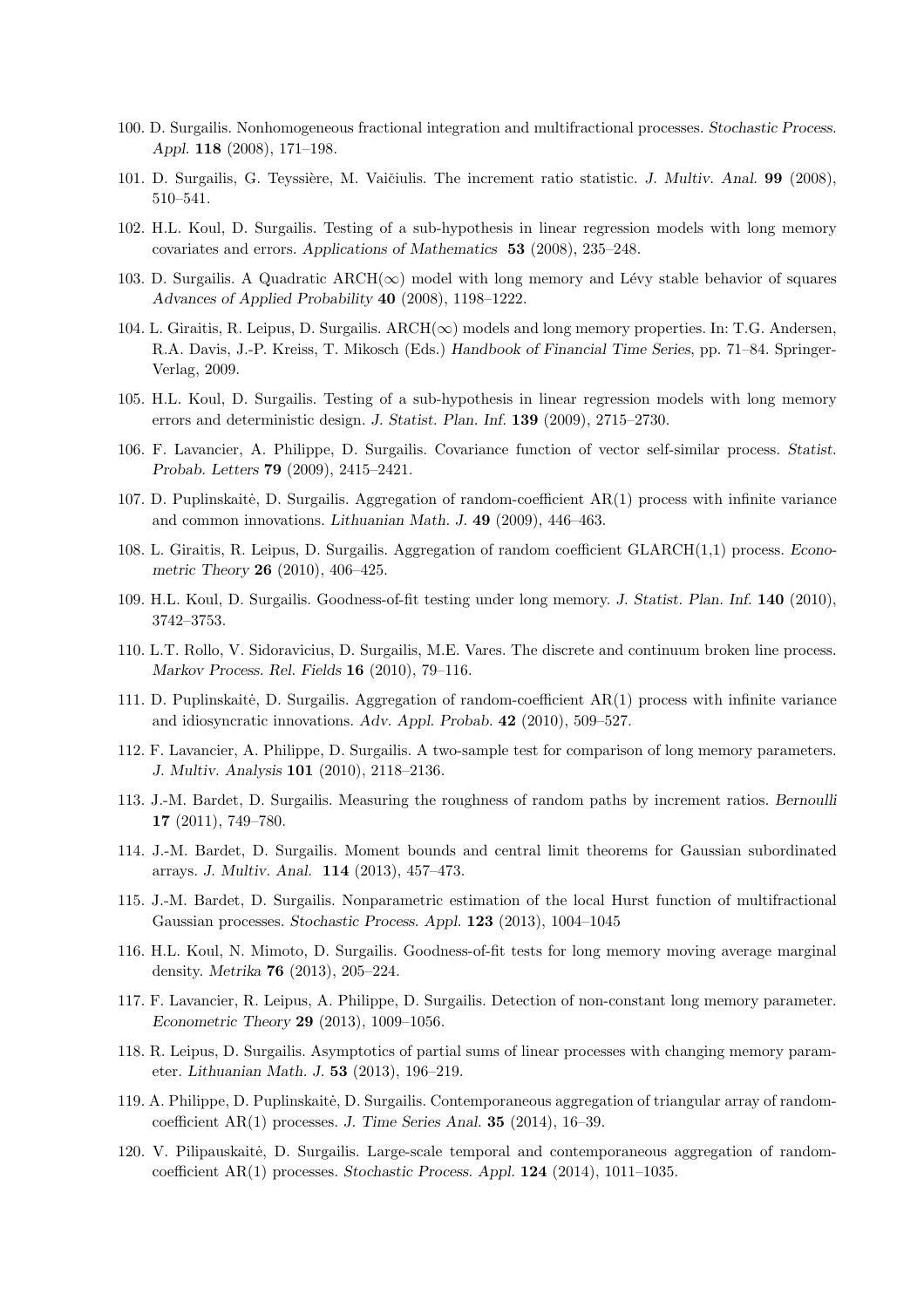100. D. Surgailis. Nonhomogeneous fractional integration and multifractional processes. *Stochastic Process. Appl.* **118** (2008), 171–198.

101. D. Surgailis, G. Teyssière, M. Vaičiulis. The increment ratio statistic. *J. Multiv. Anal.* **99** (2008), 510–541.

102. H.L. Koul, D. Surgailis. Testing of a sub-hypothesis in linear regression models with long memory covariates and errors. *Applications of Mathematics* **53** (2008), 235–248.

103. D. Surgailis. A Quadratic ARCH($\infty$) model with long memory and Lévy stable behavior of squares *Advances of Applied Probability* **40** (2008), 1198–1222.

104. L. Giraitis, R. Leipus, D. Surgailis. ARCH($\infty$) models and long memory properties. In: T.G. Andersen, R.A. Davis, J.-P. Kreiss, T. Mikosch (Eds.) *Handbook of Financial Time Series*, pp. 71–84. Springer-Verlag, 2009.

105. H.L. Koul, D. Surgailis. Testing of a sub-hypothesis in linear regression models with long memory errors and deterministic design. *J. Statist. Plan. Inf.* **139** (2009), 2715–2730.

106. F. Lavancier, A. Philippe, D. Surgailis. Covariance function of vector self-similar process. *Statist. Probab. Letters* **79** (2009), 2415–2421.

107. D. Puplinskaitė, D. Surgailis. Aggregation of random-coefficient AR(1) process with infinite variance and common innovations. *Lithuanian Math. J.* **49** (2009), 446–463.

108. L. Giraitis, R. Leipus, D. Surgailis. Aggregation of random coefficient GLARCH(1,1) process. *Econometric Theory* **26** (2010), 406–425.

109. H.L. Koul, D. Surgailis. Goodness-of-fit testing under long memory. *J. Statist. Plan. Inf.* **140** (2010), 3742–3753.

110. L.T. Rollo, V. Sidoravicius, D. Surgailis, M.E. Vares. The discrete and continuum broken line process. *Markov Process. Rel. Fields* **16** (2010), 79–116.

111. D. Puplinskaitė, D. Surgailis. Aggregation of random-coefficient AR(1) process with infinite variance and idiosyncratic innovations. *Adv. Appl. Probab.* **42** (2010), 509–527.

112. F. Lavancier, A. Philippe, D. Surgailis. A two-sample test for comparison of long memory parameters. *J. Multiv. Analysis* **101** (2010), 2118–2136.

113. J.-M. Bardet, D. Surgailis. Measuring the roughness of random paths by increment ratios. *Bernoulli* **17** (2011), 749–780.

114. J.-M. Bardet, D. Surgailis. Moment bounds and central limit theorems for Gaussian subordinated arrays. *J. Multiv. Anal.* **114** (2013), 457–473.

115. J.-M. Bardet, D. Surgailis. Nonparametric estimation of the local Hurst function of multifractional Gaussian processes. *Stochastic Process. Appl.* **123** (2013), 1004–1045

116. H.L. Koul, N. Mimoto, D. Surgailis. Goodness-of-fit tests for long memory moving average marginal density. *Metrika* **76** (2013), 205–224.

117. F. Lavancier, R. Leipus, A. Philippe, D. Surgailis. Detection of non-constant long memory parameter. *Econometric Theory* **29** (2013), 1009–1056.

118. R. Leipus, D. Surgailis. Asymptotics of partial sums of linear processes with changing memory parameter. *Lithuanian Math. J.* **53** (2013), 196–219.

119. A. Philippe, D. Puplinskaitė, D. Surgailis. Contemporaneous aggregation of triangular array of random-coefficient AR(1) processes. *J. Time Series Anal.* **35** (2014), 16–39.

120. V. Pilipauskaitė, D. Surgailis. Large-scale temporal and contemporaneous aggregation of random-coefficient AR(1) processes. *Stochastic Process. Appl.* **124** (2014), 1011–1035.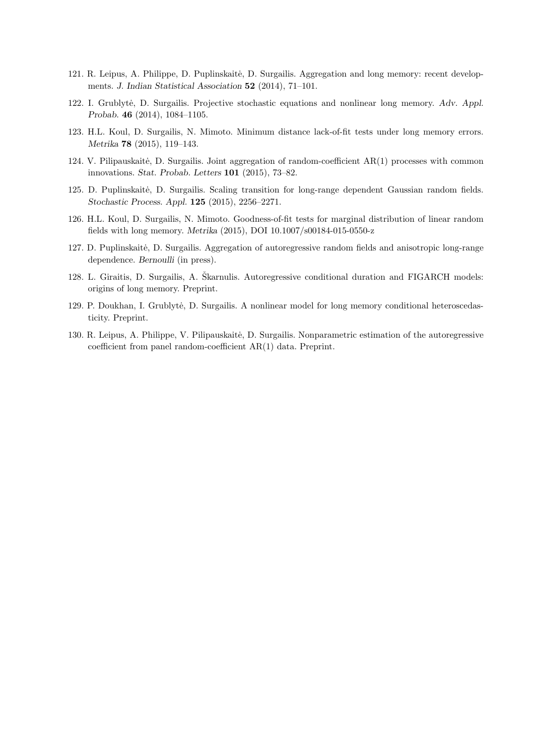121. R. Leipus, A. Philippe, D. Puplinskaitė, D. Surgailis. Aggregation and long memory: recent developments. *J. Indian Statistical Association* **52** (2014), 71–101.

122. I. Grublytė, D. Surgailis. Projective stochastic equations and nonlinear long memory. *Adv. Appl. Probab.* **46** (2014), 1084–1105.

123. H.L. Koul, D. Surgailis, N. Mimoto. Minimum distance lack-of-fit tests under long memory errors. *Metrika* **78** (2015), 119–143.

124. V. Pilipauskaitė, D. Surgailis. Joint aggregation of random-coefficient AR(1) processes with common innovations. *Stat. Probab. Letters* **101** (2015), 73–82.

125. D. Puplinskaitė, D. Surgailis. Scaling transition for long-range dependent Gaussian random fields. *Stochastic Process. Appl.* **125** (2015), 2256–2271.

126. H.L. Koul, D. Surgailis, N. Mimoto. Goodness-of-fit tests for marginal distribution of linear random fields with long memory. *Metrika* (2015), DOI 10.1007/s00184-015-0550-z

127. D. Puplinskaitė, D. Surgailis. Aggregation of autoregressive random fields and anisotropic long-range dependence. *Bernoulli* (in press).

128. L. Giraitis, D. Surgailis, A. Škarnulis. Autoregressive conditional duration and FIGARCH models: origins of long memory. Preprint.

129. P. Doukhan, I. Grublytė, D. Surgailis. A nonlinear model for long memory conditional heteroscedasticity. Preprint.

130. R. Leipus, A. Philippe, V. Pilipauskaitė, D. Surgailis. Nonparametric estimation of the autoregressive coefficient from panel random-coefficient AR(1) data. Preprint.